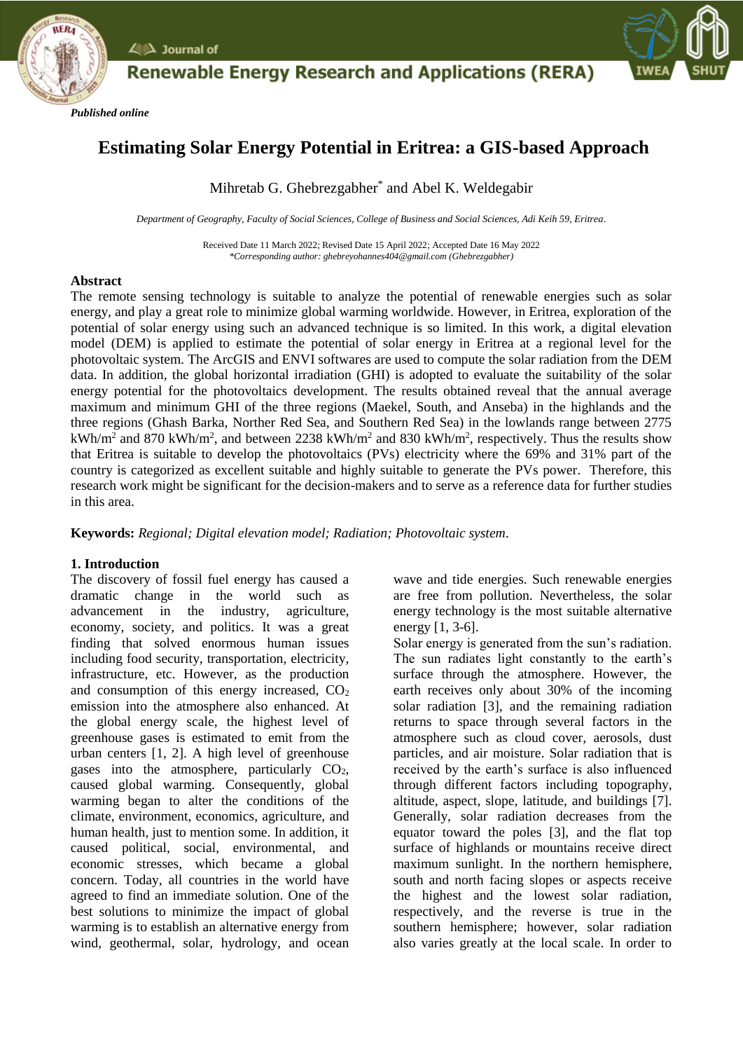*Published online*

# Estimating Solar Energy Potential in Eritrea: a GIS-based Approach

Mihretab G. Ghebrezgabher* and Abel K. Weldegabir

*Department of Geography, Faculty of Social Sciences, College of Business and Social Sciences, Adi Keih 59, Eritrea.*

Received Date 11 March 2022; Revised Date 15 April 2022; Accepted Date 16 May 2022
*\*Corresponding author: ghebreyohannes40@gmail.com (Ghebrezgabher)*

## Abstract

The remote sensing technology is suitable to analyze the potential of renewable energies such as solar energy, and play a great role to minimize global warming worldwide. However, in Eritrea, exploration of the potential of solar energy using such an advanced technique is so limited. In this work, a digital elevation model (DEM) is applied to estimate the potential of solar energy in Eritrea at a regional level for the photovoltaic system. The ArcGIS and ENVI softwares are used to compute the solar radiation from the DEM data. In addition, the global horizontal irradiation (GHI) is adopted to evaluate the suitability of the solar energy potential for the photovoltaics development. The results obtained reveal that the annual average maximum and minimum GHI of the three regions (Maekel, South, and Anseba) in the highlands and the three regions (Ghash Barka, Norther Red Sea, and Southern Red Sea) in the lowlands range between 2775 kWh/m$^2$ and 870 kWh/m$^2$, and between 2238 kWh/m$^2$ and 830 kWh/m$^2$, respectively. Thus the results show that Eritrea is suitable to develop the photovoltaics (PVs) electricity where the 69% and 31% part of the country is categorized as excellent suitable and highly suitable to generate the PVs power. Therefore, this research work might be significant for the decision-makers and to serve as a reference data for further studies in this area.

**Keywords:** *Regional; Digital elevation model; Radiation; Photovoltaic system.*

## 1. Introduction

The discovery of fossil fuel energy has caused a dramatic change in the world such as advancement in the industry, agriculture, economy, society, and politics. It was a great finding that solved enormous human issues including food security, transportation, electricity, infrastructure, etc. However, as the production and consumption of this energy increased, $CO_2$ emission into the atmosphere also enhanced. At the global energy scale, the highest level of greenhouse gases is estimated to emit from the urban centers [1, 2]. A high level of greenhouse gases into the atmosphere, particularly $CO_2$, caused global warming. Consequently, global warming began to alter the conditions of the climate, environment, economics, agriculture, and human health, just to mention some. In addition, it caused political, social, environmental, and economic stresses, which became a global concern. Today, all countries in the world have agreed to find an immediate solution. One of the best solutions to minimize the impact of global warming is to establish an alternative energy from wind, geothermal, solar, hydrology, and ocean wave and tide energies. Such renewable energies are free from pollution. Nevertheless, the solar energy technology is the most suitable alternative energy [1, 3-6].

Solar energy is generated from the sun's radiation. The sun radiates light constantly to the earth's surface through the atmosphere. However, the earth receives only about 30% of the incoming solar radiation [3], and the remaining radiation returns to space through several factors in the atmosphere such as cloud cover, aerosols, dust particles, and air moisture. Solar radiation that is received by the earth's surface is also influenced through different factors including topography, altitude, aspect, slope, latitude, and buildings [7]. Generally, solar radiation decreases from the equator toward the poles [3], and the flat top surface of highlands or mountains receive direct maximum sunlight. In the northern hemisphere, south and north facing slopes or aspects receive the highest and the lowest solar radiation, respectively, and the reverse is true in the southern hemisphere; however, solar radiation also varies greatly at the local scale. In order to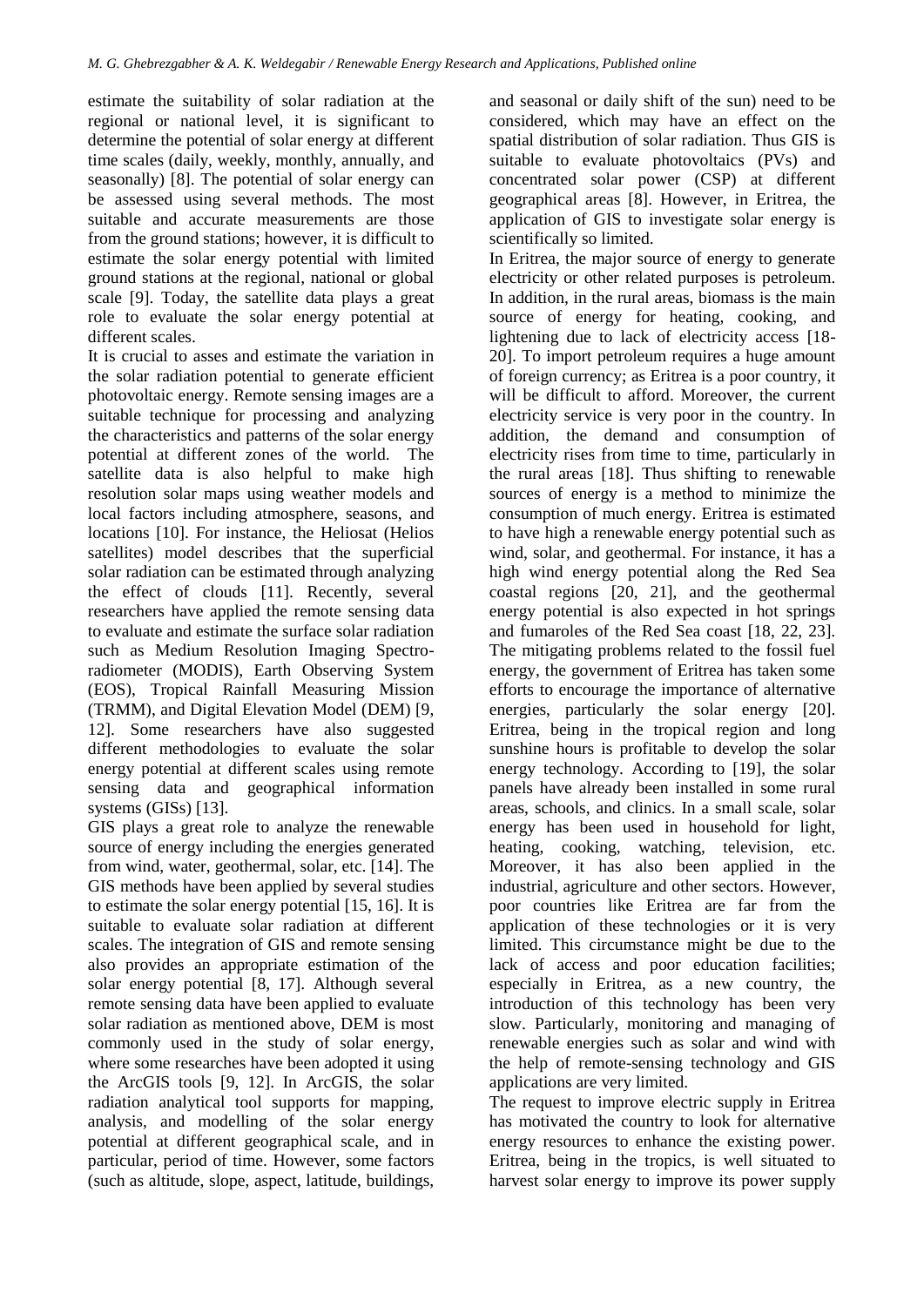estimate the suitability of solar radiation at the regional or national level, it is significant to determine the potential of solar energy at different time scales (daily, weekly, monthly, annually, and seasonally) [8]. The potential of solar energy can be assessed using several methods. The most suitable and accurate measurements are those from the ground stations; however, it is difficult to estimate the solar energy potential with limited ground stations at the regional, national or global scale [9]. Today, the satellite data plays a great role to evaluate the solar energy potential at different scales.

It is crucial to asses and estimate the variation in the solar radiation potential to generate efficient photovoltaic energy. Remote sensing images are a suitable technique for processing and analyzing the characteristics and patterns of the solar energy potential at different zones of the world. The satellite data is also helpful to make high resolution solar maps using weather models and local factors including atmosphere, seasons, and locations [10]. For instance, the Heliosat (Helios satellites) model describes that the superficial solar radiation can be estimated through analyzing the effect of clouds [11]. Recently, several researchers have applied the remote sensing data to evaluate and estimate the surface solar radiation such as Medium Resolution Imaging Spectro-radiometer (MODIS), Earth Observing System (EOS), Tropical Rainfall Measuring Mission (TRMM), and Digital Elevation Model (DEM) [9, 12]. Some researchers have also suggested different methodologies to evaluate the solar energy potential at different scales using remote sensing data and geographical information systems (GISs) [13].

GIS plays a great role to analyze the renewable source of energy including the energies generated from wind, water, geothermal, solar, etc. [14]. The GIS methods have been applied by several studies to estimate the solar energy potential [15, 16]. It is suitable to evaluate solar radiation at different scales. The integration of GIS and remote sensing also provides an appropriate estimation of the solar energy potential [8, 17]. Although several remote sensing data have been applied to evaluate solar radiation as mentioned above, DEM is most commonly used in the study of solar energy, where some researches have been adopted it using the ArcGIS tools [9, 12]. In ArcGIS, the solar radiation analytical tool supports for mapping, analysis, and modelling of the solar energy potential at different geographical scale, and in particular, period of time. However, some factors (such as altitude, slope, aspect, latitude, buildings, and seasonal or daily shift of the sun) need to be considered, which may have an effect on the spatial distribution of solar radiation. Thus GIS is suitable to evaluate photovoltaics (PVs) and concentrated solar power (CSP) at different geographical areas [8]. However, in Eritrea, the application of GIS to investigate solar energy is scientifically so limited.

In Eritrea, the major source of energy to generate electricity or other related purposes is petroleum. In addition, in the rural areas, biomass is the main source of energy for heating, cooking, and lightening due to lack of electricity access [18-20]. To import petroleum requires a huge amount of foreign currency; as Eritrea is a poor country, it will be difficult to afford. Moreover, the current electricity service is very poor in the country. In addition, the demand and consumption of electricity rises from time to time, particularly in the rural areas [18]. Thus shifting to renewable sources of energy is a method to minimize the consumption of much energy. Eritrea is estimated to have high a renewable energy potential such as wind, solar, and geothermal. For instance, it has a high wind energy potential along the Red Sea coastal regions [20, 21], and the geothermal energy potential is also expected in hot springs and fumaroles of the Red Sea coast [18, 22, 23]. The mitigating problems related to the fossil fuel energy, the government of Eritrea has taken some efforts to encourage the importance of alternative energies, particularly the solar energy [20]. Eritrea, being in the tropical region and long sunshine hours is profitable to develop the solar energy technology. According to [19], the solar panels have already been installed in some rural areas, schools, and clinics. In a small scale, solar energy has been used in household for light, heating, cooking, watching, television, etc. Moreover, it has also been applied in the industrial, agriculture and other sectors. However, poor countries like Eritrea are far from the application of these technologies or it is very limited. This circumstance might be due to the lack of access and poor education facilities; especially in Eritrea, as a new country, the introduction of this technology has been very slow. Particularly, monitoring and managing of renewable energies such as solar and wind with the help of remote-sensing technology and GIS applications are very limited.

The request to improve electric supply in Eritrea has motivated the country to look for alternative energy resources to enhance the existing power. Eritrea, being in the tropics, is well situated to harvest solar energy to improve its power supply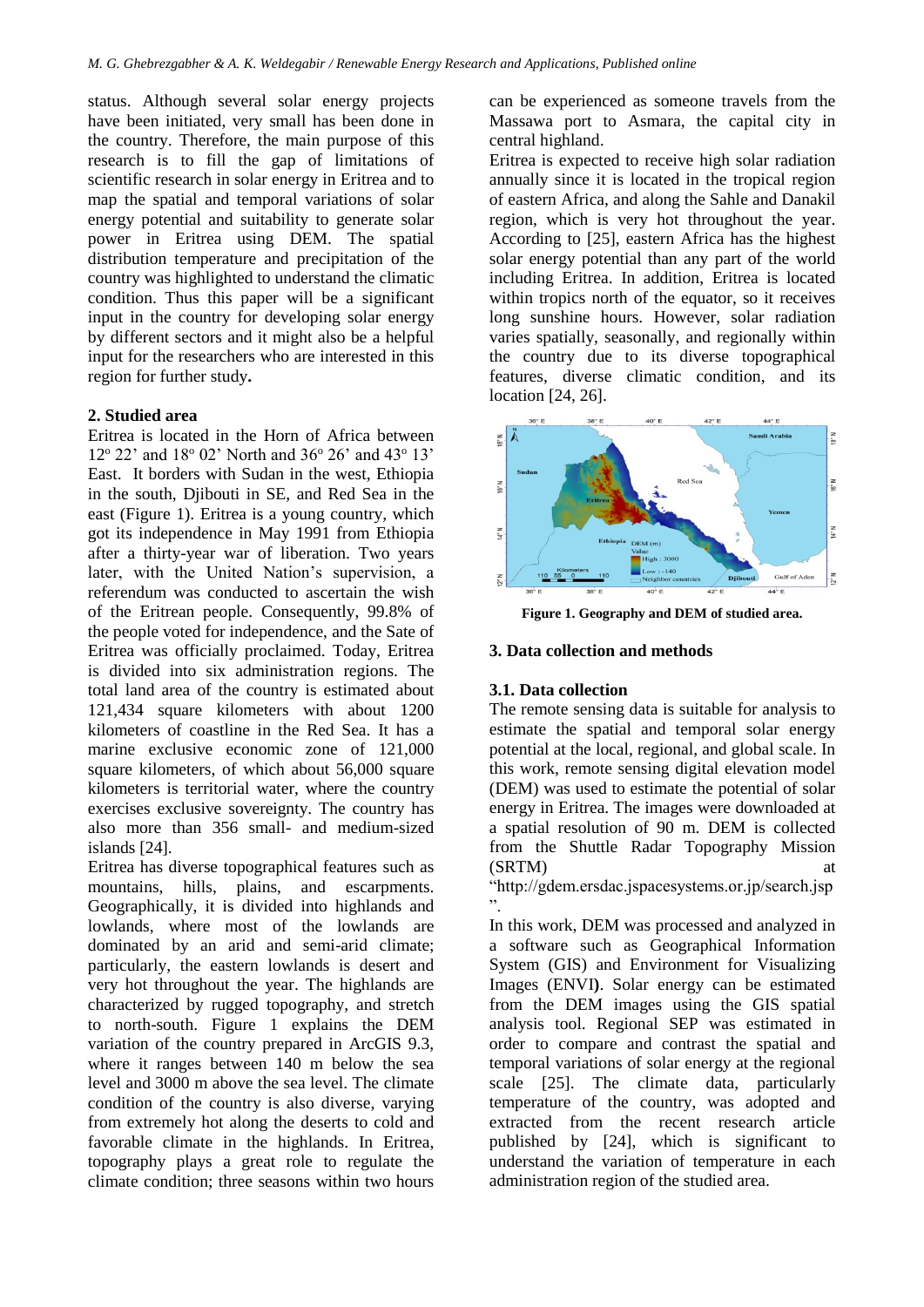status. Although several solar energy projects have been initiated, very small has been done in the country. Therefore, the main purpose of this research is to fill the gap of limitations of scientific research in solar energy in Eritrea and to map the spatial and temporal variations of solar energy potential and suitability to generate solar power in Eritrea using DEM. The spatial distribution temperature and precipitation of the country was highlighted to understand the climatic condition. Thus this paper will be a significant input in the country for developing solar energy by different sectors and it might also be a helpful input for the researchers who are interested in this region for further study**.**

## 2. Studied area

Eritrea is located in the Horn of Africa between 12° 22' and 18° 02' North and 36° 26' and 43° 13' East. It borders with Sudan in the west, Ethiopia in the south, Djibouti in SE, and Red Sea in the east (Figure 1). Eritrea is a young country, which got its independence in May 1991 from Ethiopia after a thirty-year war of liberation. Two years later, with the United Nation's supervision, a referendum was conducted to ascertain the wish of the Eritrean people. Consequently, 99.8% of the people voted for independence, and the Sate of Eritrea was officially proclaimed. Today, Eritrea is divided into six administration regions. The total land area of the country is estimated about 121,434 square kilometers with about 1200 kilometers of coastline in the Red Sea. It has a marine exclusive economic zone of 121,000 square kilometers, of which about 56,000 square kilometers is territorial water, where the country exercises exclusive sovereignty. The country has also more than 356 small- and medium-sized islands [24].

Eritrea has diverse topographical features such as mountains, hills, plains, and escarpments. Geographically, it is divided into highlands and lowlands, where most of the lowlands are dominated by an arid and semi-arid climate; particularly, the eastern lowlands is desert and very hot throughout the year. The highlands are characterized by rugged topography, and stretch to north-south. Figure 1 explains the DEM variation of the country prepared in ArcGIS 9.3, where it ranges between 140 m below the sea level and 3000 m above the sea level. The climate condition of the country is also diverse, varying from extremely hot along the deserts to cold and favorable climate in the highlands. In Eritrea, topography plays a great role to regulate the climate condition; three seasons within two hours can be experienced as someone travels from the Massawa port to Asmara, the capital city in central highland.

Eritrea is expected to receive high solar radiation annually since it is located in the tropical region of eastern Africa, and along the Sahle and Danakil region, which is very hot throughout the year. According to [25], eastern Africa has the highest solar energy potential than any part of the world including Eritrea. In addition, Eritrea is located within tropics north of the equator, so it receives long sunshine hours. However, solar radiation varies spatially, seasonally, and regionally within the country due to its diverse topographical features, diverse climatic condition, and its location [24, 26].

**Figure 1. Geography and DEM of studied area.**

## 3. Data collection and methods

### 3.1. Data collection

The remote sensing data is suitable for analysis to estimate the spatial and temporal solar energy potential at the local, regional, and global scale. In this work, remote sensing digital elevation model (DEM) was used to estimate the potential of solar energy in Eritrea. The images were downloaded at a spatial resolution of 90 m. DEM is collected from the Shuttle Radar Topography Mission (SRTM) at "http://gdem.ersdac.jspacesystems.or.jp/search.jsp".

In this work, DEM was processed and analyzed in a software such as Geographical Information System (GIS) and Environment for Visualizing Images (ENVI**)**. Solar energy can be estimated from the DEM images using the GIS spatial analysis tool. Regional SEP was estimated in order to compare and contrast the spatial and temporal variations of solar energy at the regional scale [25]. The climate data, particularly temperature of the country, was adopted and extracted from the recent research article published by [24], which is significant to understand the variation of temperature in each administration region of the studied area.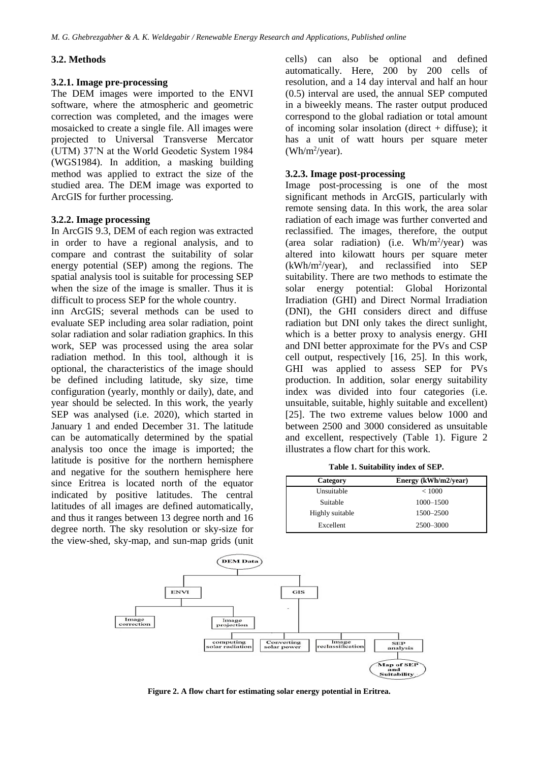### 3.2. Methods

#### 3.2.1. Image pre-processing

The DEM images were imported to the ENVI software, where the atmospheric and geometric correction was completed, and the images were mosaicked to create a single file. All images were projected to Universal Transverse Mercator (UTM) 37'N at the World Geodetic System 1984 (WGS1984). In addition, a masking building method was applied to extract the size of the studied area. The DEM image was exported to ArcGIS for further processing.

#### 3.2.2. Image processing

In ArcGIS 9.3, DEM of each region was extracted in order to have a regional analysis, and to compare and contrast the suitability of solar energy potential (SEP) among the regions. The spatial analysis tool is suitable for processing SEP when the size of the image is smaller. Thus it is difficult to process SEP for the whole country.

inn ArcGIS; several methods can be used to evaluate SEP including area solar radiation, point solar radiation and solar radiation graphics. In this work, SEP was processed using the area solar radiation method. In this tool, although it is optional, the characteristics of the image should be defined including latitude, sky size, time configuration (yearly, monthly or daily), date, and year should be selected. In this work, the yearly SEP was analysed (i.e. 2020), which started in January 1 and ended December 31. The latitude can be automatically determined by the spatial analysis too once the image is imported; the latitude is positive for the northern hemisphere and negative for the southern hemisphere here since Eritrea is located north of the equator indicated by positive latitudes. The central latitudes of all images are defined automatically, and thus it ranges between 13 degree north and 16 degree north. The sky resolution or sky-size for the view-shed, sky-map, and sun-map grids (unit cells) can also be optional and defined automatically. Here, 200 by 200 cells of resolution, and a 14 day interval and half an hour (0.5) interval are used, the annual SEP computed in a biweekly means. The raster output produced correspond to the global radiation or total amount of incoming solar insolation (direct + diffuse); it has a unit of watt hours per square meter (Wh/m$^2$/year).

#### 3.2.3. Image post-processing

Image post-processing is one of the most significant methods in ArcGIS, particularly with remote sensing data. In this work, the area solar radiation of each image was further converted and reclassified. The images, therefore, the output (area solar radiation) (i.e. Wh/m$^2$/year) was altered into kilowatt hours per square meter (kWh/m$^2$/year), and reclassified into SEP suitability. There are two methods to estimate the solar energy potential: Global Horizontal Irradiation (GHI) and Direct Normal Irradiation (DNI), the GHI considers direct and diffuse radiation but DNI only takes the direct sunlight, which is a better proxy to analysis energy. GHI and DNI better approximate for the PVs and CSP cell output, respectively [16, 25]. In this work, GHI was applied to assess SEP for PVs production. In addition, solar energy suitability index was divided into four categories (i.e. unsuitable, suitable, highly suitable and excellent) [25]. The two extreme values below 1000 and between 2500 and 3000 considered as unsuitable and excellent, respectively (Table 1). Figure 2 illustrates a flow chart for this work.

**Table 1. Suitability index of SEP.**

| Category | Energy (kWh/m2/year) |
|---|---|
| Unsuitable | < 1000 |
| Suitable | 1000–1500 |
| Highly suitable | 1500–2500 |
| Excellent | 2500–3000 |

**Figure 2. A flow chart for estimating solar energy potential in Eritrea.**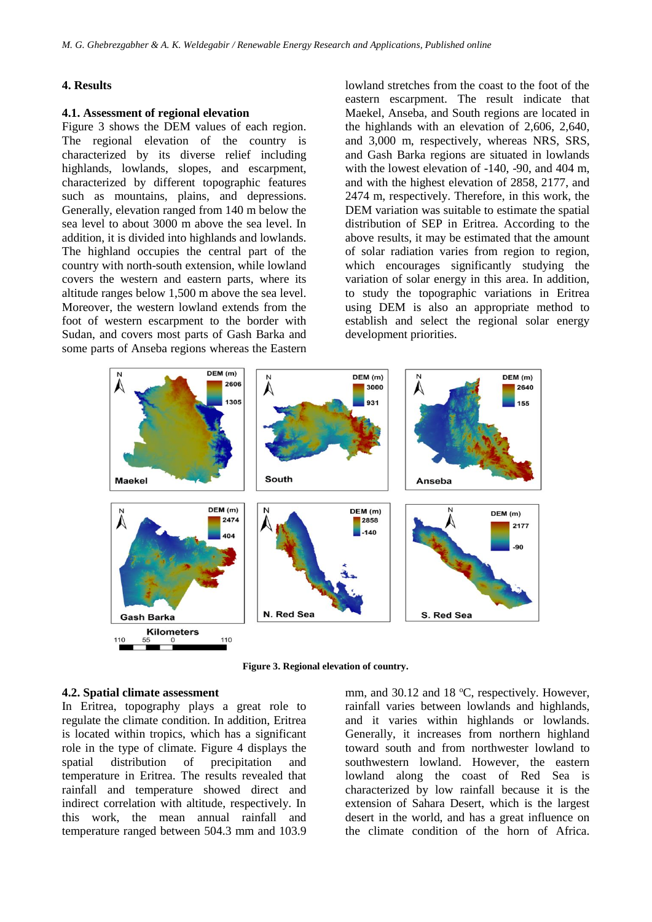## 4. Results

### 4.1. Assessment of regional elevation

Figure 3 shows the DEM values of each region. The regional elevation of the country is characterized by its diverse relief including highlands, lowlands, slopes, and escarpment, characterized by different topographic features such as mountains, plains, and depressions. Generally, elevation ranged from 140 m below the sea level to about 3000 m above the sea level. In addition, it is divided into highlands and lowlands. The highland occupies the central part of the country with north-south extension, while lowland covers the western and eastern parts, where its altitude ranges below 1,500 m above the sea level. Moreover, the western lowland extends from the foot of western escarpment to the border with Sudan, and covers most parts of Gash Barka and some parts of Anseba regions whereas the Eastern lowland stretches from the coast to the foot of the eastern escarpment. The result indicate that Maekel, Anseba, and South regions are located in the highlands with an elevation of 2,606, 2,640, and 3,000 m, respectively, whereas NRS, SRS, and Gash Barka regions are situated in lowlands with the lowest elevation of -140, -90, and 404 m, and with the highest elevation of 2858, 2177, and 2474 m, respectively. Therefore, in this work, the DEM variation was suitable to estimate the spatial distribution of SEP in Eritrea. According to the above results, it may be estimated that the amount of solar radiation varies from region to region, which encourages significantly studying the variation of solar energy in this area. In addition, to study the topographic variations in Eritrea using DEM is also an appropriate method to establish and select the regional solar energy development priorities.

**Figure 3. Regional elevation of country.**

### 4.2. Spatial climate assessment

In Eritrea, topography plays a great role to regulate the climate condition. In addition, Eritrea is located within tropics, which has a significant role in the type of climate. Figure 4 displays the spatial distribution of precipitation and temperature in Eritrea. The results revealed that rainfall and temperature showed direct and indirect correlation with altitude, respectively. In this work, the mean annual rainfall and temperature ranged between 504.3 mm and 103.9 mm, and 30.12 and 18 °C, respectively. However, rainfall varies between lowlands and highlands, and it varies within highlands or lowlands. Generally, it increases from northern highland toward south and from northwester lowland to southwestern lowland. However, the eastern lowland along the coast of Red Sea is characterized by low rainfall because it is the extension of Sahara Desert, which is the largest desert in the world, and has a great influence on the climate condition of the horn of Africa.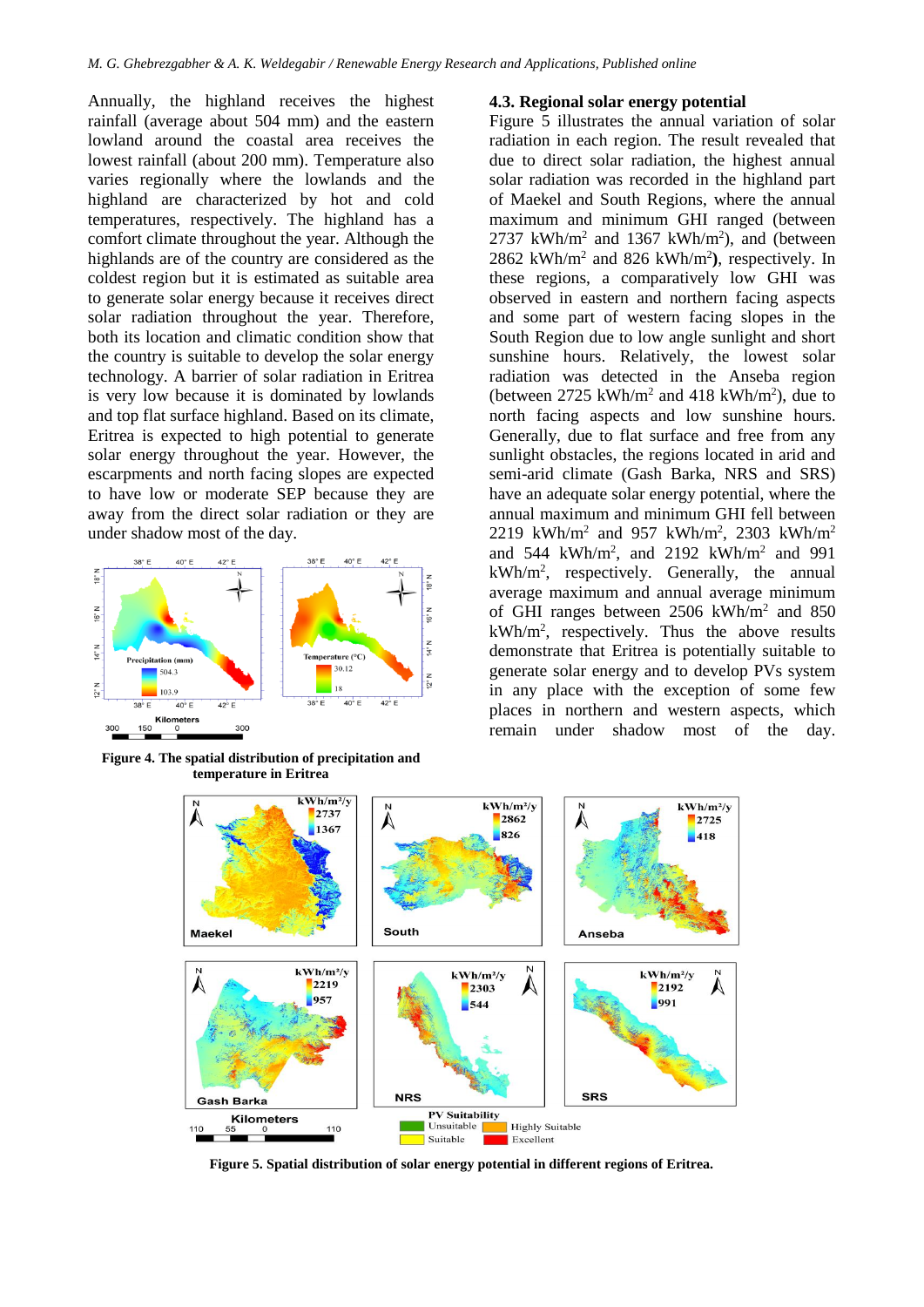Annually, the highland receives the highest rainfall (average about 504 mm) and the eastern lowland around the coastal area receives the lowest rainfall (about 200 mm). Temperature also varies regionally where the lowlands and the highland are characterized by hot and cold temperatures, respectively. The highland has a comfort climate throughout the year. Although the highlands are of the country are considered as the coldest region but it is estimated as suitable area to generate solar energy because it receives direct solar radiation throughout the year. Therefore, both its location and climatic condition show that the country is suitable to develop the solar energy technology. A barrier of solar radiation in Eritrea is very low because it is dominated by lowlands and top flat surface highland. Based on its climate, Eritrea is expected to high potential to generate solar energy throughout the year. However, the escarpments and north facing slopes are expected to have low or moderate SEP because they are away from the direct solar radiation or they are under shadow most of the day.

**Figure 4. The spatial distribution of precipitation and temperature in Eritrea**

### 4.3. Regional solar energy potential

Figure 5 illustrates the annual variation of solar radiation in each region. The result revealed that due to direct solar radiation, the highest annual solar radiation was recorded in the highland part of Maekel and South Regions, where the annual maximum and minimum GHI ranged (between 2737 kWh/m$^2$ and 1367 kWh/m$^2$), and (between 2862 kWh/m$^2$ and 826 kWh/m$^2$**)**, respectively. In these regions, a comparatively low GHI was observed in eastern and northern facing aspects and some part of western facing slopes in the South Region due to low angle sunlight and short sunshine hours. Relatively, the lowest solar radiation was detected in the Anseba region (between 2725 kWh/m$^2$ and 418 kWh/m$^2$), due to north facing aspects and low sunshine hours. Generally, due to flat surface and free from any sunlight obstacles, the regions located in arid and semi-arid climate (Gash Barka, NRS and SRS) have an adequate solar energy potential, where the annual maximum and minimum GHI fell between 2219 kWh/m$^2$ and 957 kWh/m$^2$, 2303 kWh/m$^2$ and 544 kWh/m$^2$, and 2192 kWh/m$^2$ and 991 kWh/m$^2$, respectively. Generally, the annual average maximum and annual average minimum of GHI ranges between 2506 kWh/m$^2$ and 850 kWh/m$^2$, respectively. Thus the above results demonstrate that Eritrea is potentially suitable to generate solar energy and to develop PVs system in any place with the exception of some few places in northern and western aspects, which remain under shadow most of the day.

**Figure 5. Spatial distribution of solar energy potential in different regions of Eritrea.**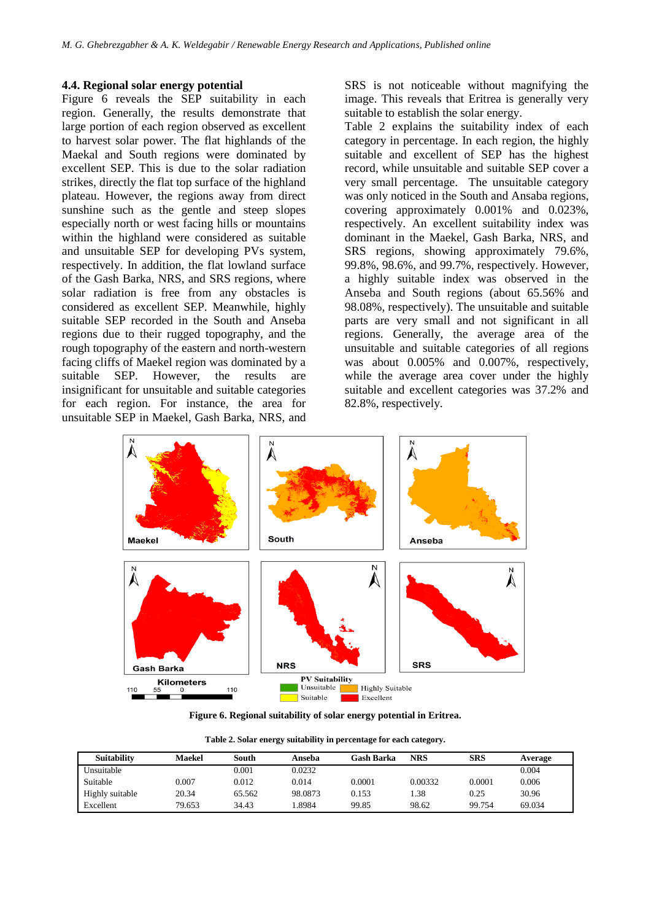### 4.4. Regional solar energy potential

Figure 6 reveals the SEP suitability in each region. Generally, the results demonstrate that large portion of each region observed as excellent to harvest solar power. The flat highlands of the Maekal and South regions were dominated by excellent SEP. This is due to the solar radiation strikes, directly the flat top surface of the highland plateau. However, the regions away from direct sunshine such as the gentle and steep slopes especially north or west facing hills or mountains within the highland were considered as suitable and unsuitable SEP for developing PVs system, respectively. In addition, the flat lowland surface of the Gash Barka, NRS, and SRS regions, where solar radiation is free from any obstacles is considered as excellent SEP. Meanwhile, highly suitable SEP recorded in the South and Anseba regions due to their rugged topography, and the rough topography of the eastern and north-western facing cliffs of Maekel region was dominated by a suitable SEP. However, the results are insignificant for unsuitable and suitable categories for each region. For instance, the area for unsuitable SEP in Maekel, Gash Barka, NRS, and SRS is not noticeable without magnifying the image. This reveals that Eritrea is generally very suitable to establish the solar energy.

Table 2 explains the suitability index of each category in percentage. In each region, the highly suitable and excellent of SEP has the highest record, while unsuitable and suitable SEP cover a very small percentage. The unsuitable category was only noticed in the South and Ansaba regions, covering approximately 0.001% and 0.023%, respectively. An excellent suitability index was dominant in the Maekel, Gash Barka, NRS, and SRS regions, showing approximately 79.6%, 99.8%, 98.6%, and 99.7%, respectively. However, a highly suitable index was observed in the Anseba and South regions (about 65.56% and 98.08%, respectively). The unsuitable and suitable parts are very small and not significant in all regions. Generally, the average area of the unsuitable and suitable categories of all regions was about 0.005% and 0.007%, respectively, while the average area cover under the highly suitable and excellent categories was 37.2% and 82.8%, respectively.

**Figure 6. Regional suitability of solar energy potential in Eritrea.**

**Table 2. Solar energy suitability in percentage for each category.**

| Suitability | Maekel | South | Anseba | Gash Barka | NRS | SRS | Average |
|---|---|---|---|---|---|---|---|
| Unsuitable | | 0.001 | 0.0232 | | | | 0.004 |
| Suitable | 0.007 | 0.012 | 0.014 | 0.0001 | 0.00332 | 0.0001 | 0.006 |
| Highly suitable | 20.34 | 65.562 | 98.0873 | 0.153 | 1.38 | 0.25 | 30.96 |
| Excellent | 79.653 | 34.43 | 1.8984 | 99.85 | 98.62 | 99.754 | 69.034 |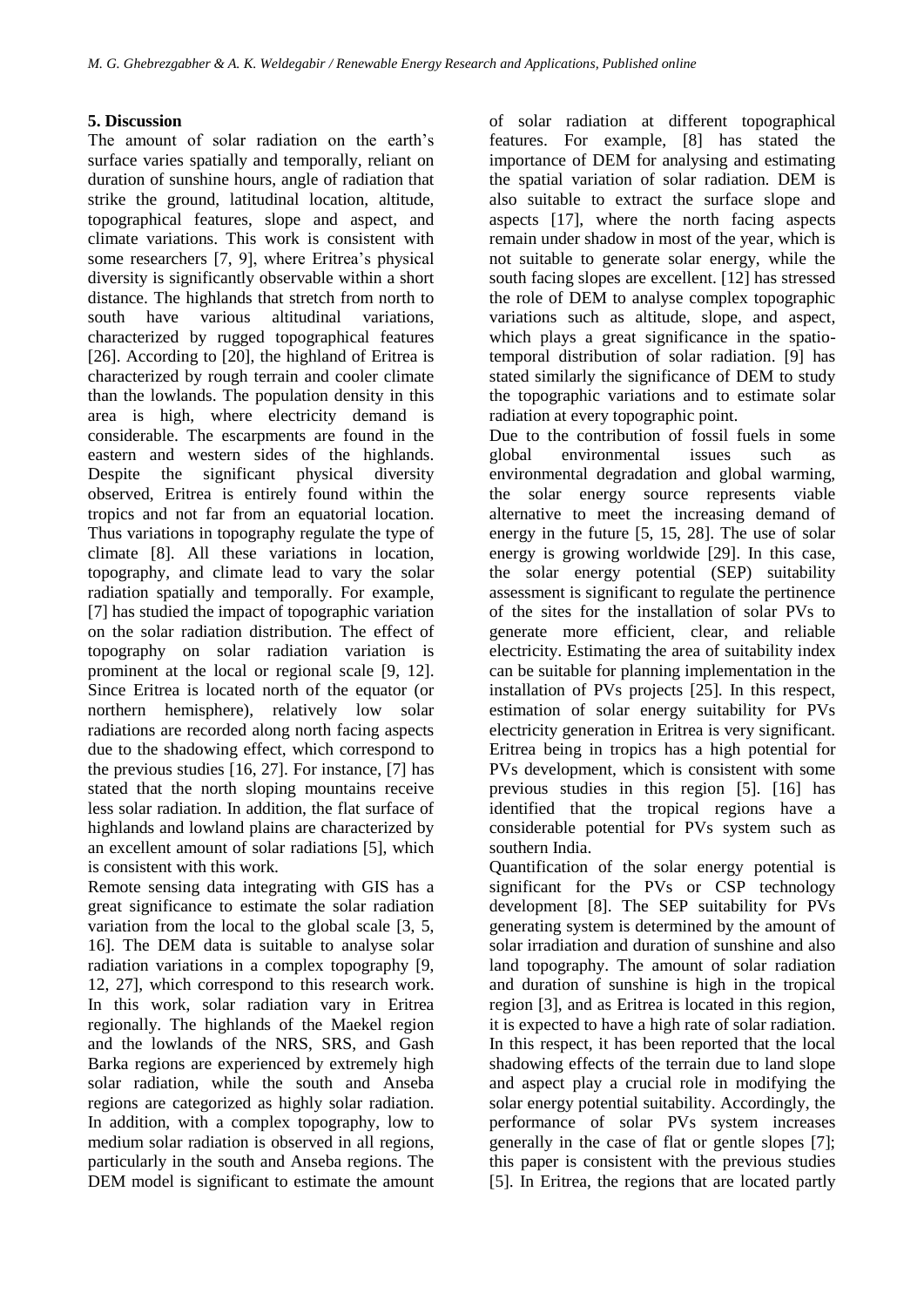## 5. Discussion

The amount of solar radiation on the earth's surface varies spatially and temporally, reliant on duration of sunshine hours, angle of radiation that strike the ground, latitudinal location, altitude, topographical features, slope and aspect, and climate variations. This work is consistent with some researchers [7, 9], where Eritrea's physical diversity is significantly observable within a short distance. The highlands that stretch from north to south have various altitudinal variations, characterized by rugged topographical features [26]. According to [20], the highland of Eritrea is characterized by rough terrain and cooler climate than the lowlands. The population density in this area is high, where electricity demand is considerable. The escarpments are found in the eastern and western sides of the highlands. Despite the significant physical diversity observed, Eritrea is entirely found within the tropics and not far from an equatorial location. Thus variations in topography regulate the type of climate [8]. All these variations in location, topography, and climate lead to vary the solar radiation spatially and temporally. For example, [7] has studied the impact of topographic variation on the solar radiation distribution. The effect of topography on solar radiation variation is prominent at the local or regional scale [9, 12]. Since Eritrea is located north of the equator (or northern hemisphere), relatively low solar radiations are recorded along north facing aspects due to the shadowing effect, which correspond to the previous studies [16, 27]. For instance, [7] has stated that the north sloping mountains receive less solar radiation. In addition, the flat surface of highlands and lowland plains are characterized by an excellent amount of solar radiations [5], which is consistent with this work.

Remote sensing data integrating with GIS has a great significance to estimate the solar radiation variation from the local to the global scale [3, 5, 16]. The DEM data is suitable to analyse solar radiation variations in a complex topography [9, 12, 27], which correspond to this research work. In this work, solar radiation vary in Eritrea regionally. The highlands of the Maekel region and the lowlands of the NRS, SRS, and Gash Barka regions are experienced by extremely high solar radiation, while the south and Anseba regions are categorized as highly solar radiation. In addition, with a complex topography, low to medium solar radiation is observed in all regions, particularly in the south and Anseba regions. The DEM model is significant to estimate the amount of solar radiation at different topographical features. For example, [8] has stated the importance of DEM for analysing and estimating the spatial variation of solar radiation. DEM is also suitable to extract the surface slope and aspects [17], where the north facing aspects remain under shadow in most of the year, which is not suitable to generate solar energy, while the south facing slopes are excellent. [12] has stressed the role of DEM to analyse complex topographic variations such as altitude, slope, and aspect, which plays a great significance in the spatio-temporal distribution of solar radiation. [9] has stated similarly the significance of DEM to study the topographic variations and to estimate solar radiation at every topographic point.

Due to the contribution of fossil fuels in some global environmental issues such as environmental degradation and global warming, the solar energy source represents viable alternative to meet the increasing demand of energy in the future [5, 15, 28]. The use of solar energy is growing worldwide [29]. In this case, the solar energy potential (SEP) suitability assessment is significant to regulate the pertinence of the sites for the installation of solar PVs to generate more efficient, clear, and reliable electricity. Estimating the area of suitability index can be suitable for planning implementation in the installation of PVs projects [25]. In this respect, estimation of solar energy suitability for PVs electricity generation in Eritrea is very significant. Eritrea being in tropics has a high potential for PVs development, which is consistent with some previous studies in this region [5]. [16] has identified that the tropical regions have a considerable potential for PVs system such as southern India.

Quantification of the solar energy potential is significant for the PVs or CSP technology development [8]. The SEP suitability for PVs generating system is determined by the amount of solar irradiation and duration of sunshine and also land topography. The amount of solar radiation and duration of sunshine is high in the tropical region [3], and as Eritrea is located in this region, it is expected to have a high rate of solar radiation. In this respect, it has been reported that the local shadowing effects of the terrain due to land slope and aspect play a crucial role in modifying the solar energy potential suitability. Accordingly, the performance of solar PVs system increases generally in the case of flat or gentle slopes [7]; this paper is consistent with the previous studies [5]. In Eritrea, the regions that are located partly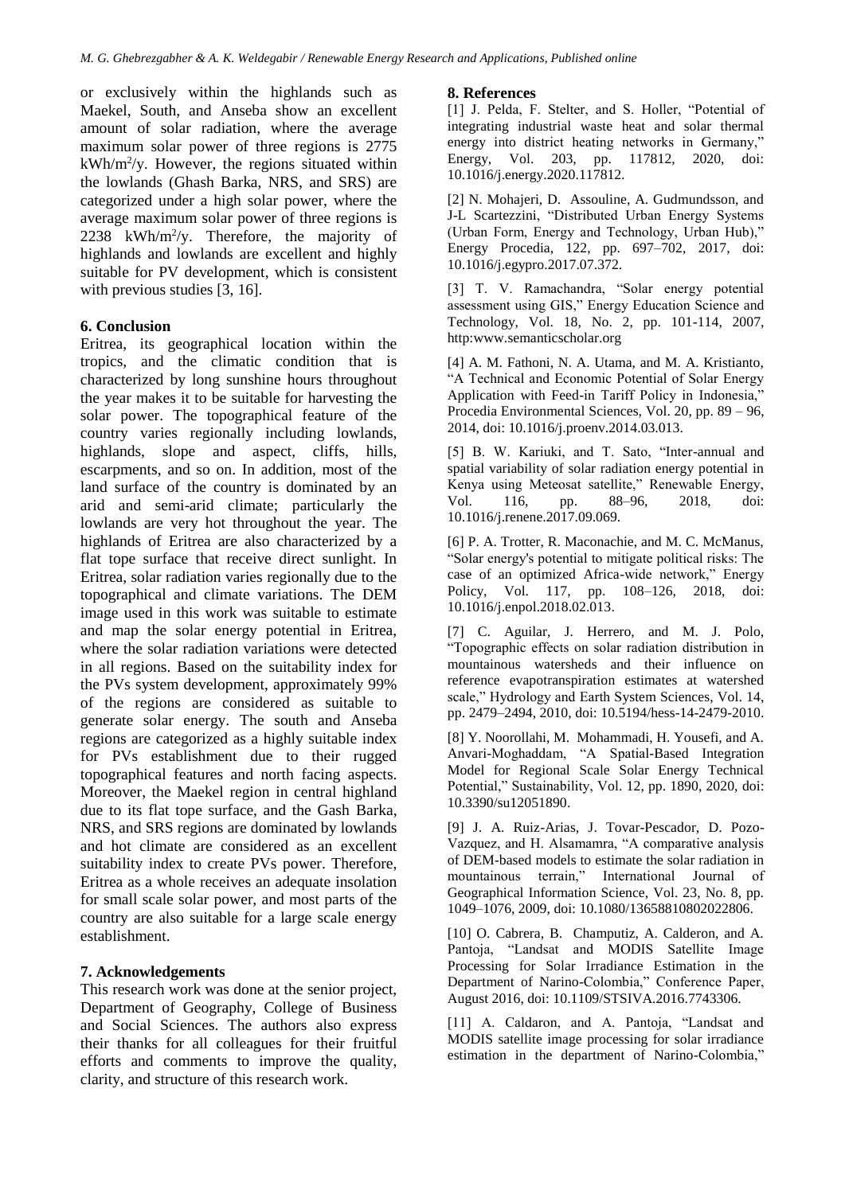or exclusively within the highlands such as Maekel, South, and Anseba show an excellent amount of solar radiation, where the average maximum solar power of three regions is 2775 kWh/m$^2$/y. However, the regions situated within the lowlands (Ghash Barka, NRS, and SRS) are categorized under a high solar power, where the average maximum solar power of three regions is 2238 kWh/m$^2$/y. Therefore, the majority of highlands and lowlands are excellent and highly suitable for PV development, which is consistent with previous studies [3, 16].

## 6. Conclusion

Eritrea, its geographical location within the tropics, and the climatic condition that is characterized by long sunshine hours throughout the year makes it to be suitable for harvesting the solar power. The topographical feature of the country varies regionally including lowlands, highlands, slope and aspect, cliffs, hills, escarpments, and so on. In addition, most of the land surface of the country is dominated by an arid and semi-arid climate; particularly the lowlands are very hot throughout the year. The highlands of Eritrea are also characterized by a flat tope surface that receive direct sunlight. In Eritrea, solar radiation varies regionally due to the topographical and climate variations. The DEM image used in this work was suitable to estimate and map the solar energy potential in Eritrea, where the solar radiation variations were detected in all regions. Based on the suitability index for the PVs system development, approximately 99% of the regions are considered as suitable to generate solar energy. The south and Anseba regions are categorized as a highly suitable index for PVs establishment due to their rugged topographical features and north facing aspects. Moreover, the Maekel region in central highland due to its flat tope surface, and the Gash Barka, NRS, and SRS regions are dominated by lowlands and hot climate are considered as an excellent suitability index to create PVs power. Therefore, Eritrea as a whole receives an adequate insolation for small scale solar power, and most parts of the country are also suitable for a large scale energy establishment.

## 7. Acknowledgements

This research work was done at the senior project, Department of Geography, College of Business and Social Sciences. The authors also express their thanks for all colleagues for their fruitful efforts and comments to improve the quality, clarity, and structure of this research work.

## 8. References

[1] J. Pelda, F. Stelter, and S. Holler, "Potential of integrating industrial waste heat and solar thermal energy into district heating networks in Germany," Energy, Vol. 203, pp. 117812, 2020, doi: 10.1016/j.energy.2020.117812.

[2] N. Mohajeri, D. Assouline, A. Gudmundsson, and J-L Scartezzini, "Distributed Urban Energy Systems (Urban Form, Energy and Technology, Urban Hub)," Energy Procedia, 122, pp. 697–702, 2017, doi: 10.1016/j.egypro.2017.07.372.

[3] T. V. Ramachandra, "Solar energy potential assessment using GIS," Energy Education Science and Technology, Vol. 18, No. 2, pp. 101-114, 2007, http:www.semanticscholar.org

[4] A. M. Fathoni, N. A. Utama, and M. A. Kristianto, "A Technical and Economic Potential of Solar Energy Application with Feed-in Tariff Policy in Indonesia," Procedia Environmental Sciences, Vol. 20, pp. 89 – 96, 2014, doi: 10.1016/j.proenv.2014.03.013.

[5] B. W. Kariuki, and T. Sato, "Inter-annual and spatial variability of solar radiation energy potential in Kenya using Meteosat satellite," Renewable Energy, Vol. 116, pp. 88–96, 2018, doi: 10.1016/j.renene.2017.09.069.

[6] P. A. Trotter, R. Maconachie, and M. C. McManus, "Solar energy's potential to mitigate political risks: The case of an optimized Africa-wide network," Energy Policy, Vol. 117, pp. 108–126, 2018, doi: 10.1016/j.enpol.2018.02.013.

[7] C. Aguilar, J. Herrero, and M. J. Polo, "Topographic effects on solar radiation distribution in mountainous watersheds and their influence on reference evapotranspiration estimates at watershed scale," Hydrology and Earth System Sciences, Vol. 14, pp. 2479–2494, 2010, doi: 10.5194/hess-14-2479-2010.

[8] Y. Noorollahi, M. Mohammadi, H. Yousefi, and A. Anvari-Moghaddam, "A Spatial-Based Integration Model for Regional Scale Solar Energy Technical Potential," Sustainability, Vol. 12, pp. 1890, 2020, doi: 10.3390/su12051890.

[9] J. A. Ruiz-Arias, J. Tovar-Pescador, D. Pozo-Vazquez, and H. Alsamamra, "A comparative analysis of DEM-based models to estimate the solar radiation in mountainous terrain," International Journal of Geographical Information Science, Vol. 23, No. 8, pp. 1049–1076, 2009, doi: 10.1080/13658810802022806.

[10] O. Cabrera, B. Champutiz, A. Calderon, and A. Pantoja, "Landsat and MODIS Satellite Image Processing for Solar Irradiance Estimation in the Department of Narino-Colombia," Conference Paper, August 2016, doi: 10.1109/STSIVA.2016.7743306.

[11] A. Caldaron, and A. Pantoja, "Landsat and MODIS satellite image processing for solar irradiance estimation in the department of Narino-Colombia,"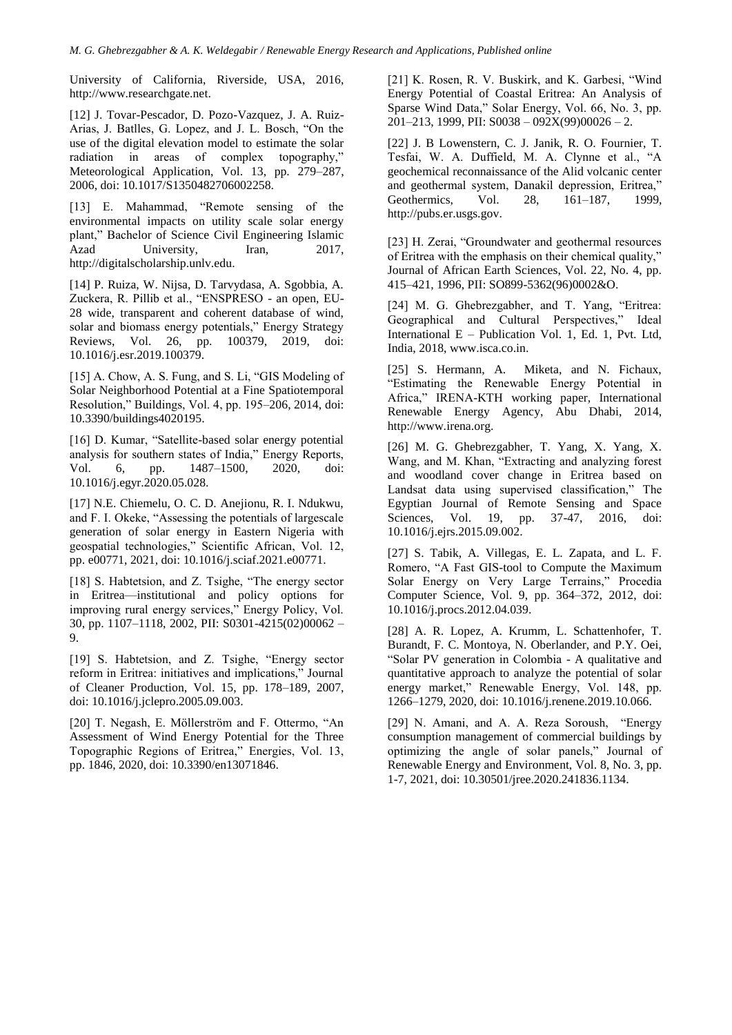University of California, Riverside, USA, 2016, http://www.researchgate.net.

[12] J. Tovar-Pescador, D. Pozo-Vazquez, J. A. Ruiz-Arias, J. Batlles, G. Lopez, and J. L. Bosch, "On the use of the digital elevation model to estimate the solar radiation in areas of complex topography," Meteorological Application, Vol. 13, pp. 279–287, 2006, doi: 10.1017/S1350482706002258.

[13] E. Mahammad, "Remote sensing of the environmental impacts on utility scale solar energy plant," Bachelor of Science Civil Engineering Islamic Azad University, Iran, 2017, http://digitalscholarship.unlv.edu.

[14] P. Ruiza, W. Nijsa, D. Tarvydasa, A. Sgobbia, A. Zuckera, R. Pillib et al., "ENSPRESO - an open, EU-28 wide, transparent and coherent database of wind, solar and biomass energy potentials," Energy Strategy Reviews, Vol. 26, pp. 100379, 2019, doi: 10.1016/j.esr.2019.100379.

[15] A. Chow, A. S. Fung, and S. Li, "GIS Modeling of Solar Neighborhood Potential at a Fine Spatiotemporal Resolution," Buildings, Vol. 4, pp. 195–206, 2014, doi: 10.3390/buildings4020195.

[16] D. Kumar, "Satellite-based solar energy potential analysis for southern states of India," Energy Reports, Vol. 6, pp. 1487–1500, 2020, doi: 10.1016/j.egyr.2020.05.028.

[17] N.E. Chiemelu, O. C. D. Anejionu, R. I. Ndukwu, and F. I. Okeke, "Assessing the potentials of largescale generation of solar energy in Eastern Nigeria with geospatial technologies," Scientific African, Vol. 12, pp. e00771, 2021, doi: 10.1016/j.sciaf.2021.e00771.

[18] S. Habtetsion, and Z. Tsighe, "The energy sector in Eritrea—institutional and policy options for improving rural energy services," Energy Policy, Vol. 30, pp. 1107–1118, 2002, PII: S0301-4215(02)00062 – 9.

[19] S. Habtetsion, and Z. Tsighe, "Energy sector reform in Eritrea: initiatives and implications," Journal of Cleaner Production, Vol. 15, pp. 178–189, 2007, doi: 10.1016/j.jclepro.2005.09.003.

[20] T. Negash, E. Möllerström and F. Ottermo, "An Assessment of Wind Energy Potential for the Three Topographic Regions of Eritrea," Energies, Vol. 13, pp. 1846, 2020, doi: 10.3390/en13071846.

[21] K. Rosen, R. V. Buskirk, and K. Garbesi, "Wind Energy Potential of Coastal Eritrea: An Analysis of Sparse Wind Data," Solar Energy, Vol. 66, No. 3, pp. 201–213, 1999, PII: S0038 – 092X(99)00026 – 2.

[22] J. B Lowenstern, C. J. Janik, R. O. Fournier, T. Tesfai, W. A. Duffield, M. A. Clynne et al., "A geochemical reconnaissance of the Alid volcanic center and geothermal system, Danakil depression, Eritrea," Geothermics, Vol. 28, 161–187, 1999, http://pubs.er.usgs.gov.

[23] H. Zerai, "Groundwater and geothermal resources of Eritrea with the emphasis on their chemical quality," Journal of African Earth Sciences, Vol. 22, No. 4, pp. 415–421, 1996, PII: SO899-5362(96)0002&O.

[24] M. G. Ghebrezgabher, and T. Yang, "Eritrea: Geographical and Cultural Perspectives," Ideal International E – Publication Vol. 1, Ed. 1, Pvt. Ltd, India, 2018, www.isca.co.in.

[25] S. Hermann, A. Miketa, and N. Fichaux, "Estimating the Renewable Energy Potential in Africa," IRENA-KTH working paper, International Renewable Energy Agency, Abu Dhabi, 2014, http://www.irena.org.

[26] M. G. Ghebrezgabher, T. Yang, X. Yang, X. Wang, and M. Khan, "Extracting and analyzing forest and woodland cover change in Eritrea based on Landsat data using supervised classification," The Egyptian Journal of Remote Sensing and Space Sciences, Vol. 19, pp. 37-47, 2016, doi: 10.1016/j.ejrs.2015.09.002.

[27] S. Tabik, A. Villegas, E. L. Zapata, and L. F. Romero, "A Fast GIS-tool to Compute the Maximum Solar Energy on Very Large Terrains," Procedia Computer Science, Vol. 9, pp. 364–372, 2012, doi: 10.1016/j.procs.2012.04.039.

[28] A. R. Lopez, A. Krumm, L. Schattenhofer, T. Burandt, F. C. Montoya, N. Oberlander, and P.Y. Oei, "Solar PV generation in Colombia - A qualitative and quantitative approach to analyze the potential of solar energy market," Renewable Energy, Vol. 148, pp. 1266–1279, 2020, doi: 10.1016/j.renene.2019.10.066.

[29] N. Amani, and A. A. Reza Soroush, "Energy consumption management of commercial buildings by optimizing the angle of solar panels," Journal of Renewable Energy and Environment, Vol. 8, No. 3, pp. 1-7, 2021, doi: 10.30501/jree.2020.241836.1134.